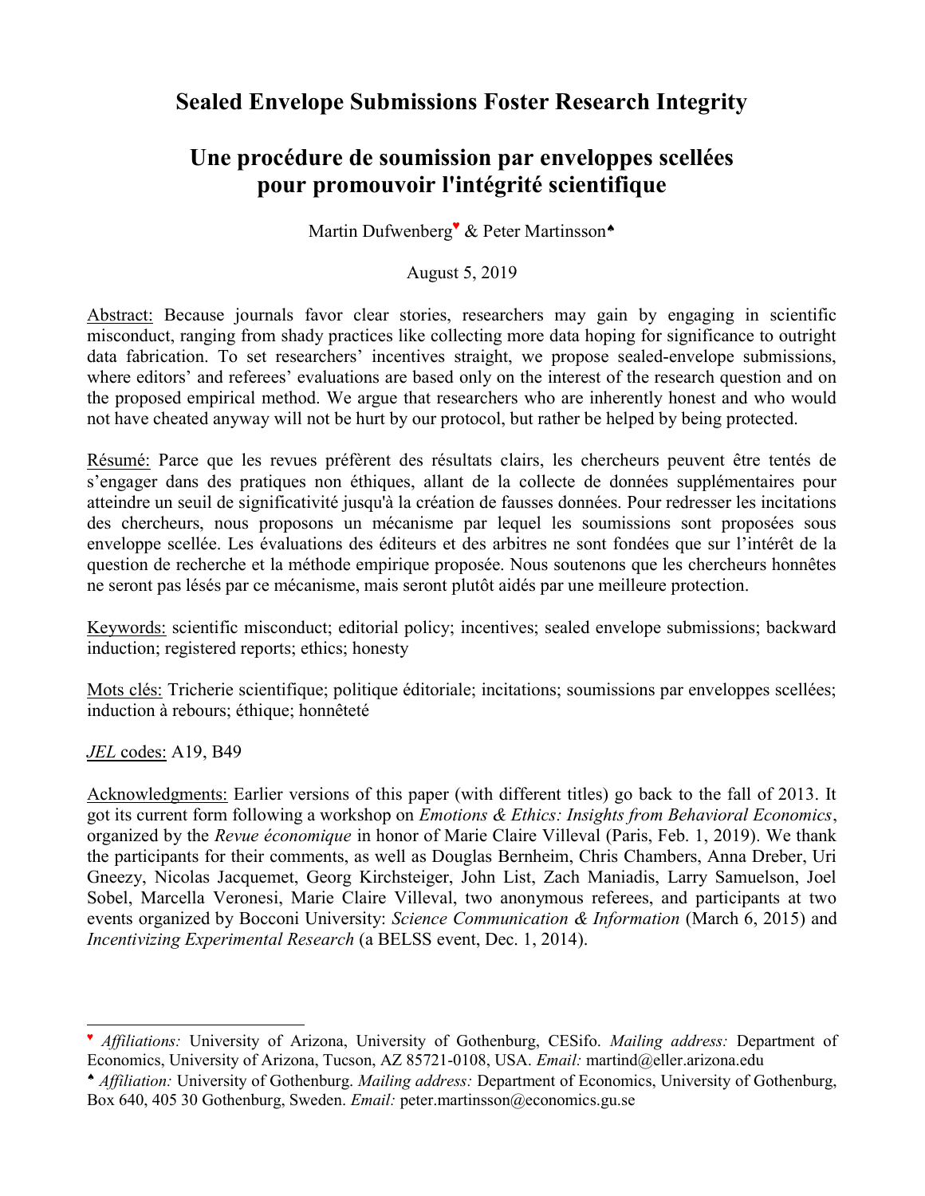# Sealed Envelope Submissions Foster Research Integrity

# Une procédure de soumission par enveloppes scellées pour promouvoir l'intégrité scientifique

Martin Dufwenberg[♥] & Peter Martinsson[♠]

August 5, 2019

Abstract: Because journals favor clear stories, researchers may gain by engaging in scientific misconduct, ranging from shady practices like collecting more data hoping for significance to outright data fabrication. To set researchers' incentives straight, we propose sealed-envelope submissions, where editors' and referees' evaluations are based only on the interest of the research question and on the proposed empirical method. We argue that researchers who are inherently honest and who would not have cheated anyway will not be hurt by our protocol, but rather be helped by being protected.

Résumé: Parce que les revues préfèrent des résultats clairs, les chercheurs peuvent être tentés de s'engager dans des pratiques non éthiques, allant de la collecte de données supplémentaires pour atteindre un seuil de significativité jusqu'à la création de fausses données. Pour redresser les incitations des chercheurs, nous proposons un mécanisme par lequel les soumissions sont proposées sous enveloppe scellée. Les évaluations des éditeurs et des arbitres ne sont fondées que sur l'intérêt de la question de recherche et la méthode empirique proposée. Nous soutenons que les chercheurs honnêtes ne seront pas lésés par ce mécanisme, mais seront plutôt aidés par une meilleure protection.

Keywords: scientific misconduct; editorial policy; incentives; sealed envelope submissions; backward induction; registered reports; ethics; honesty

Mots clés: Tricherie scientifique; politique éditoriale; incitations; soumissions par enveloppes scellées; induction à rebours; éthique; honnêteté

*JEL* codes: A19, B49

Acknowledgments: Earlier versions of this paper (with different titles) go back to the fall of 2013. It got its current form following a workshop on *Emotions & Ethics: Insights from Behavioral Economics*, organized by the *Revue économique* in honor of Marie Claire Villeval (Paris, Feb. 1, 2019). We thank the participants for their comments, as well as Douglas Bernheim, Chris Chambers, Anna Dreber, Uri Gneezy, Nicolas Jacquemet, Georg Kirchsteiger, John List, Zach Maniadis, Larry Samuelson, Joel Sobel, Marcella Veronesi, Marie Claire Villeval, two anonymous referees, and participants at two events organized by Bocconi University: *Science Communication & Information* (March 6, 2015) and *Incentivizing Experimental Research* (a BELSS event, Dec. 1, 2014).

---

[♥] *Affiliations:* University of Arizona, University of Gothenburg, CESifo. *Mailing address:* Department of Economics, University of Arizona, Tucson, AZ 85721-0108, USA. *Email:* martind@eller.arizona.edu

[♠] *Affiliation:* University of Gothenburg. *Mailing address:* Department of Economics, University of Gothenburg, Box 640, 405 30 Gothenburg, Sweden. *Email:* peter.martinsson@economics.gu.se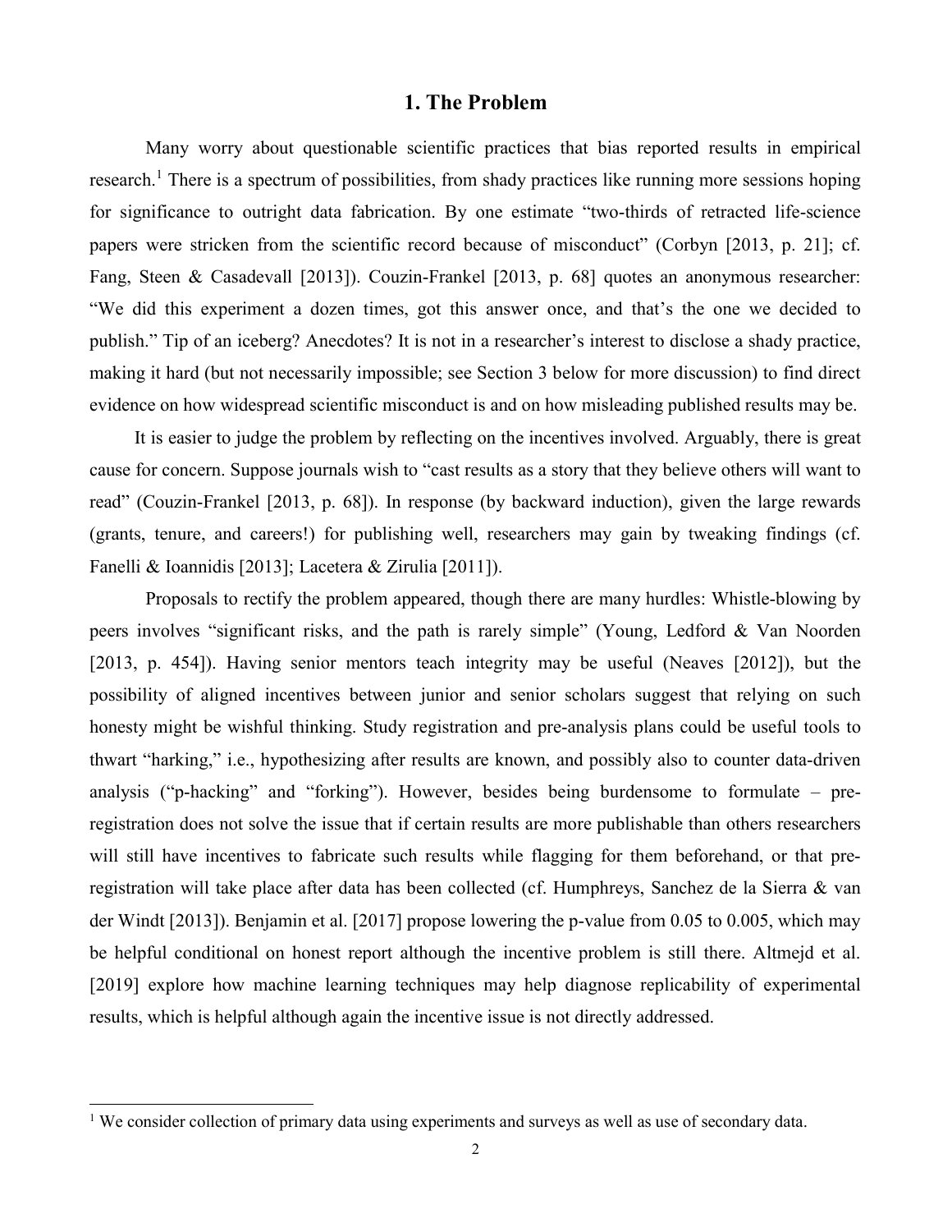## 1. The Problem

Many worry about questionable scientific practices that bias reported results in empirical research.[1] There is a spectrum of possibilities, from shady practices like running more sessions hoping for significance to outright data fabrication. By one estimate "two-thirds of retracted life-science papers were stricken from the scientific record because of misconduct" (Corbyn [2013, p. 21]; cf. Fang, Steen & Casadevall [2013]). Couzin-Frankel [2013, p. 68] quotes an anonymous researcher: "We did this experiment a dozen times, got this answer once, and that's the one we decided to publish." Tip of an iceberg? Anecdotes? It is not in a researcher's interest to disclose a shady practice, making it hard (but not necessarily impossible; see Section 3 below for more discussion) to find direct evidence on how widespread scientific misconduct is and on how misleading published results may be.

It is easier to judge the problem by reflecting on the incentives involved. Arguably, there is great cause for concern. Suppose journals wish to "cast results as a story that they believe others will want to read" (Couzin-Frankel [2013, p. 68]). In response (by backward induction), given the large rewards (grants, tenure, and careers!) for publishing well, researchers may gain by tweaking findings (cf. Fanelli & Ioannidis [2013]; Lacetera & Zirulia [2011]).

Proposals to rectify the problem appeared, though there are many hurdles: Whistle-blowing by peers involves "significant risks, and the path is rarely simple" (Young, Ledford & Van Noorden [2013, p. 454]). Having senior mentors teach integrity may be useful (Neaves [2012]), but the possibility of aligned incentives between junior and senior scholars suggest that relying on such honesty might be wishful thinking. Study registration and pre-analysis plans could be useful tools to thwart "harking," i.e., hypothesizing after results are known, and possibly also to counter data-driven analysis ("p-hacking" and "forking"). However, besides being burdensome to formulate – pre-registration does not solve the issue that if certain results are more publishable than others researchers will still have incentives to fabricate such results while flagging for them beforehand, or that pre-registration will take place after data has been collected (cf. Humphreys, Sanchez de la Sierra & van der Windt [2013]). Benjamin et al. [2017] propose lowering the p-value from 0.05 to 0.005, which may be helpful conditional on honest report although the incentive problem is still there. Altmejd et al. [2019] explore how machine learning techniques may help diagnose replicability of experimental results, which is helpful although again the incentive issue is not directly addressed.

[1] We consider collection of primary data using experiments and surveys as well as use of secondary data.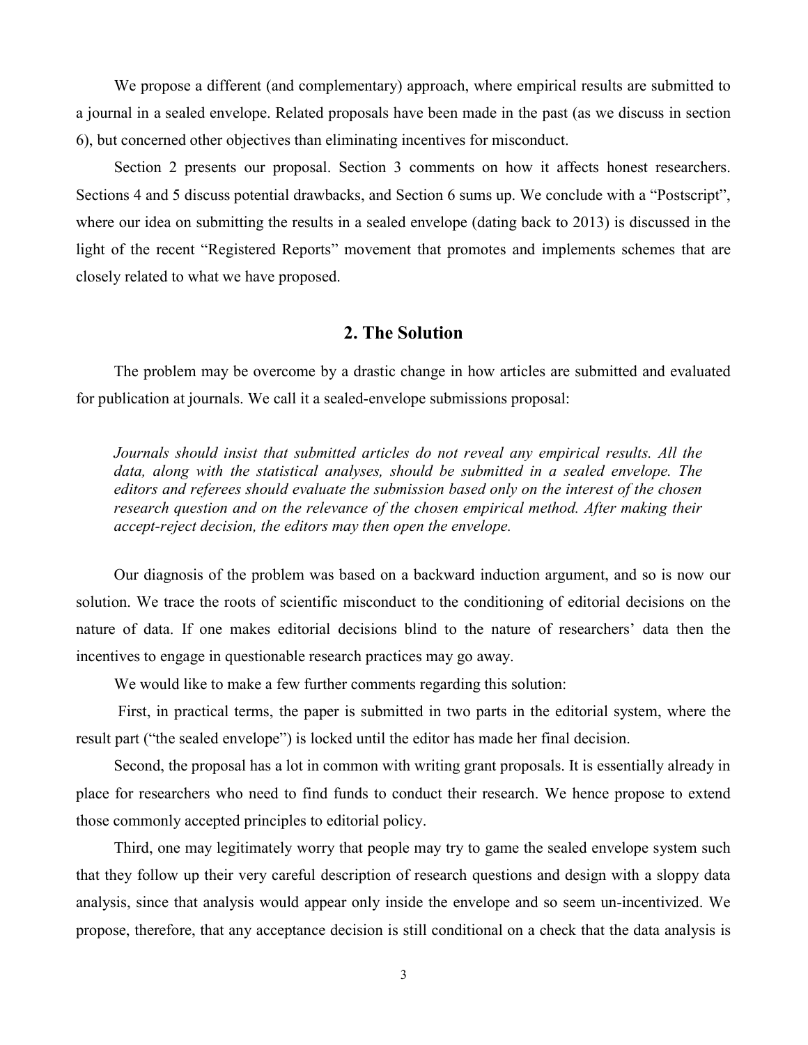We propose a different (and complementary) approach, where empirical results are submitted to a journal in a sealed envelope. Related proposals have been made in the past (as we discuss in section 6), but concerned other objectives than eliminating incentives for misconduct.

Section 2 presents our proposal. Section 3 comments on how it affects honest researchers. Sections 4 and 5 discuss potential drawbacks, and Section 6 sums up. We conclude with a "Postscript", where our idea on submitting the results in a sealed envelope (dating back to 2013) is discussed in the light of the recent "Registered Reports" movement that promotes and implements schemes that are closely related to what we have proposed.

## 2. The Solution

The problem may be overcome by a drastic change in how articles are submitted and evaluated for publication at journals. We call it a sealed-envelope submissions proposal:

> *Journals should insist that submitted articles do not reveal any empirical results. All the data, along with the statistical analyses, should be submitted in a sealed envelope. The editors and referees should evaluate the submission based only on the interest of the chosen research question and on the relevance of the chosen empirical method. After making their accept-reject decision, the editors may then open the envelope.*

Our diagnosis of the problem was based on a backward induction argument, and so is now our solution. We trace the roots of scientific misconduct to the conditioning of editorial decisions on the nature of data. If one makes editorial decisions blind to the nature of researchers' data then the incentives to engage in questionable research practices may go away.

We would like to make a few further comments regarding this solution:

First, in practical terms, the paper is submitted in two parts in the editorial system, where the result part ("the sealed envelope") is locked until the editor has made her final decision.

Second, the proposal has a lot in common with writing grant proposals. It is essentially already in place for researchers who need to find funds to conduct their research. We hence propose to extend those commonly accepted principles to editorial policy.

Third, one may legitimately worry that people may try to game the sealed envelope system such that they follow up their very careful description of research questions and design with a sloppy data analysis, since that analysis would appear only inside the envelope and so seem un-incentivized. We propose, therefore, that any acceptance decision is still conditional on a check that the data analysis is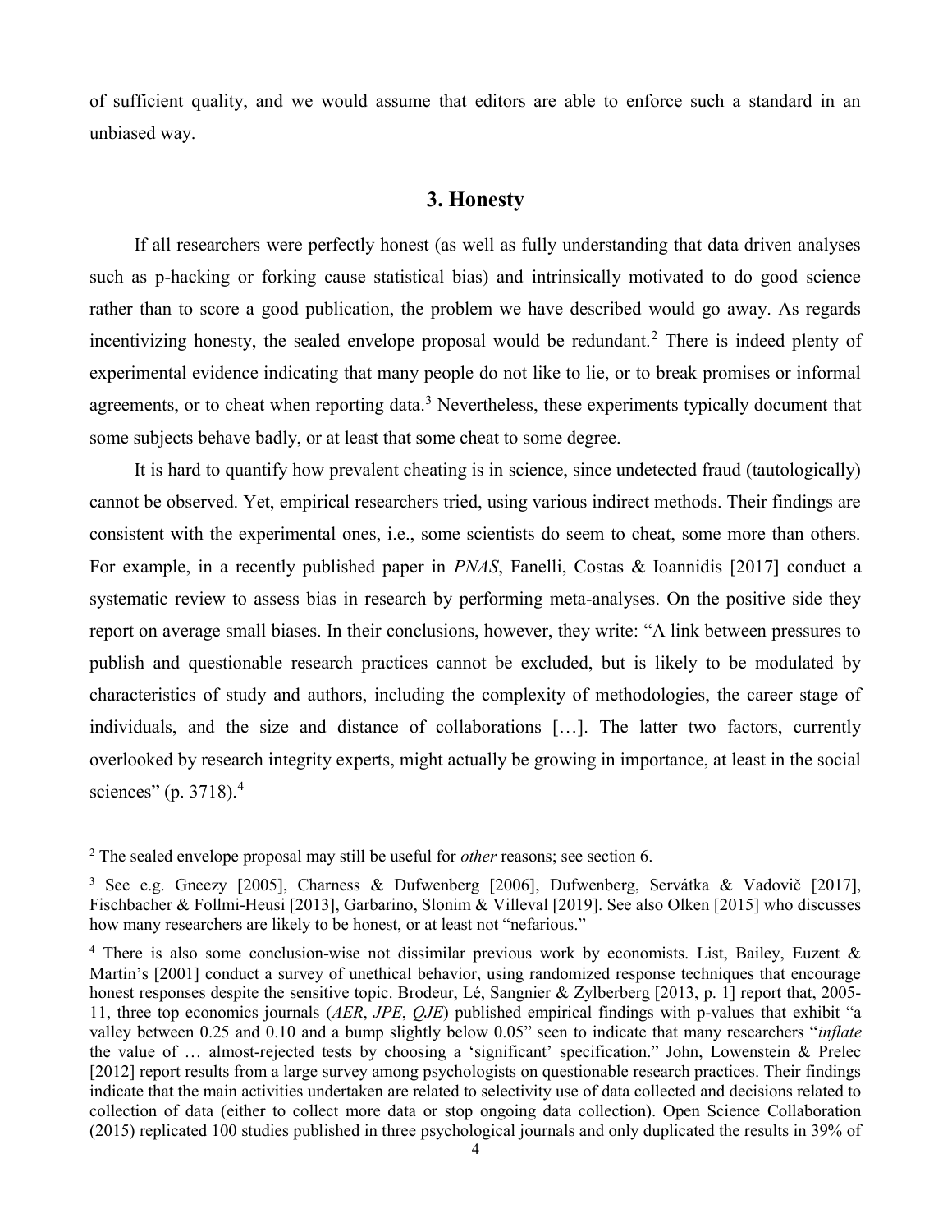of sufficient quality, and we would assume that editors are able to enforce such a standard in an unbiased way.

## 3. Honesty

If all researchers were perfectly honest (as well as fully understanding that data driven analyses such as p-hacking or forking cause statistical bias) and intrinsically motivated to do good science rather than to score a good publication, the problem we have described would go away. As regards incentivizing honesty, the sealed envelope proposal would be redundant.[2] There is indeed plenty of experimental evidence indicating that many people do not like to lie, or to break promises or informal agreements, or to cheat when reporting data.[3] Nevertheless, these experiments typically document that some subjects behave badly, or at least that some cheat to some degree.

It is hard to quantify how prevalent cheating is in science, since undetected fraud (tautologically) cannot be observed. Yet, empirical researchers tried, using various indirect methods. Their findings are consistent with the experimental ones, i.e., some scientists do seem to cheat, some more than others. For example, in a recently published paper in *PNAS*, Fanelli, Costas & Ioannidis [2017] conduct a systematic review to assess bias in research by performing meta-analyses. On the positive side they report on average small biases. In their conclusions, however, they write: "A link between pressures to publish and questionable research practices cannot be excluded, but is likely to be modulated by characteristics of study and authors, including the complexity of methodologies, the career stage of individuals, and the size and distance of collaborations […]. The latter two factors, currently overlooked by research integrity experts, might actually be growing in importance, at least in the social sciences" (p. 3718).[4]

---

[2] The sealed envelope proposal may still be useful for *other* reasons; see section 6.

[3] See e.g. Gneezy [2005], Charness & Dufwenberg [2006], Dufwenberg, Servátka & Vadovič [2017], Fischbacher & Follmi-Heusi [2013], Garbarino, Slonim & Villeval [2019]. See also Olken [2015] who discusses how many researchers are likely to be honest, or at least not "nefarious."

[4] There is also some conclusion-wise not dissimilar previous work by economists. List, Bailey, Euzent & Martin's [2001] conduct a survey of unethical behavior, using randomized response techniques that encourage honest responses despite the sensitive topic. Brodeur, Lé, Sangnier & Zylberberg [2013, p. 1] report that, 2005-11, three top economics journals (*AER*, *JPE*, *QJE*) published empirical findings with p-values that exhibit "a valley between 0.25 and 0.10 and a bump slightly below 0.05" seen to indicate that many researchers "*inflate* the value of … almost-rejected tests by choosing a 'significant' specification." John, Lowenstein & Prelec [2012] report results from a large survey among psychologists on questionable research practices. Their findings indicate that the main activities undertaken are related to selectivity use of data collected and decisions related to collection of data (either to collect more data or stop ongoing data collection). Open Science Collaboration (2015) replicated 100 studies published in three psychological journals and only duplicated the results in 39% of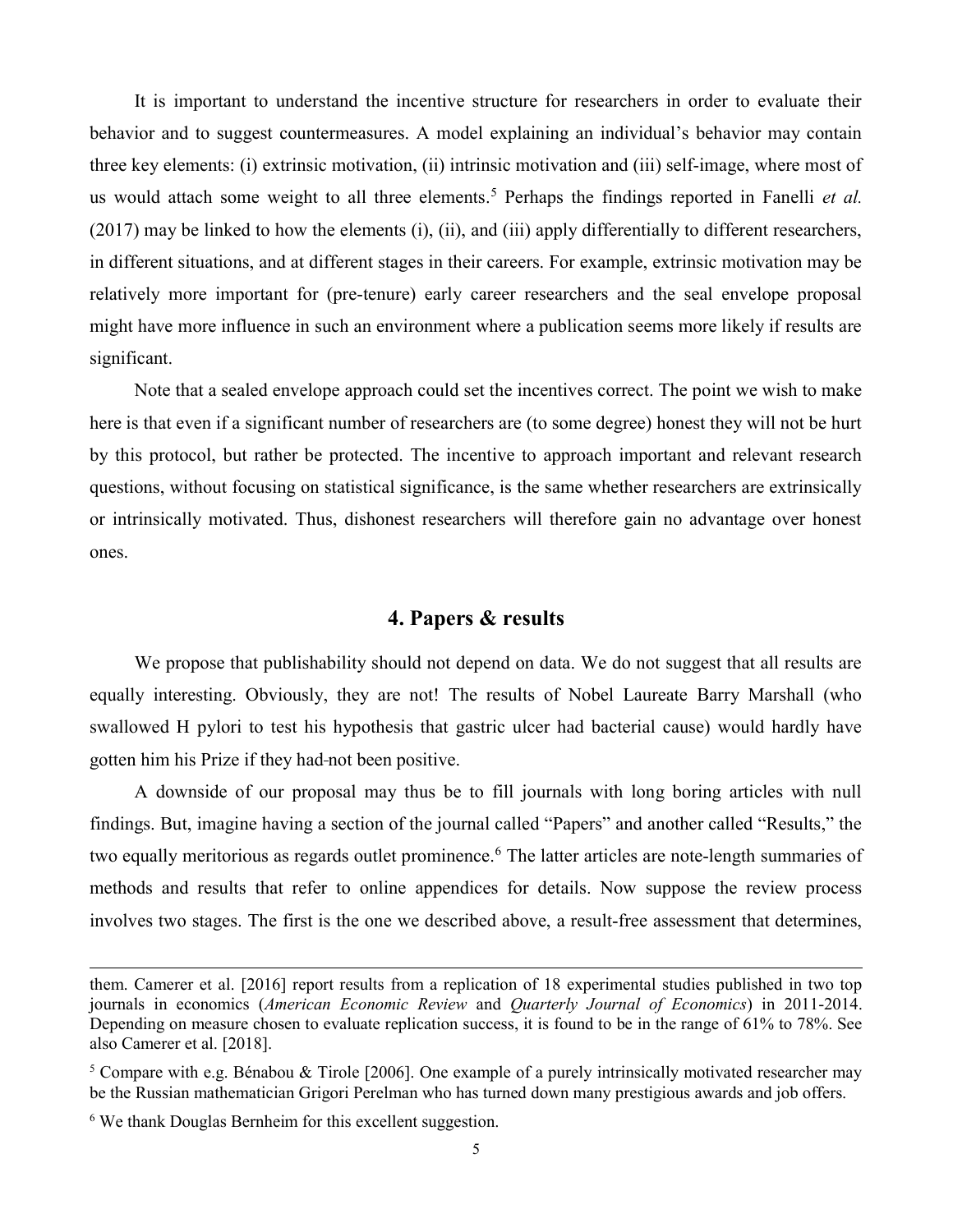It is important to understand the incentive structure for researchers in order to evaluate their behavior and to suggest countermeasures. A model explaining an individual's behavior may contain three key elements: (i) extrinsic motivation, (ii) intrinsic motivation and (iii) self-image, where most of us would attach some weight to all three elements.[5] Perhaps the findings reported in Fanelli *et al.* (2017) may be linked to how the elements (i), (ii), and (iii) apply differentially to different researchers, in different situations, and at different stages in their careers. For example, extrinsic motivation may be relatively more important for (pre-tenure) early career researchers and the seal envelope proposal might have more influence in such an environment where a publication seems more likely if results are significant.

Note that a sealed envelope approach could set the incentives correct. The point we wish to make here is that even if a significant number of researchers are (to some degree) honest they will not be hurt by this protocol, but rather be protected. The incentive to approach important and relevant research questions, without focusing on statistical significance, is the same whether researchers are extrinsically or intrinsically motivated. Thus, dishonest researchers will therefore gain no advantage over honest ones.

## 4. Papers & results

We propose that publishability should not depend on data. We do not suggest that all results are equally interesting. Obviously, they are not! The results of Nobel Laureate Barry Marshall (who swallowed H pylori to test his hypothesis that gastric ulcer had bacterial cause) would hardly have gotten him his Prize if they had not been positive.

A downside of our proposal may thus be to fill journals with long boring articles with null findings. But, imagine having a section of the journal called "Papers" and another called "Results," the two equally meritorious as regards outlet prominence.[6] The latter articles are note-length summaries of methods and results that refer to online appendices for details. Now suppose the review process involves two stages. The first is the one we described above, a result-free assessment that determines,

---

them. Camerer et al. [2016] report results from a replication of 18 experimental studies published in two top journals in economics (*American Economic Review* and *Quarterly Journal of Economics*) in 2011-2014. Depending on measure chosen to evaluate replication success, it is found to be in the range of 61% to 78%. See also Camerer et al. [2018].

[5] Compare with e.g. Bénabou & Tirole [2006]. One example of a purely intrinsically motivated researcher may be the Russian mathematician Grigori Perelman who has turned down many prestigious awards and job offers.

[6] We thank Douglas Bernheim for this excellent suggestion.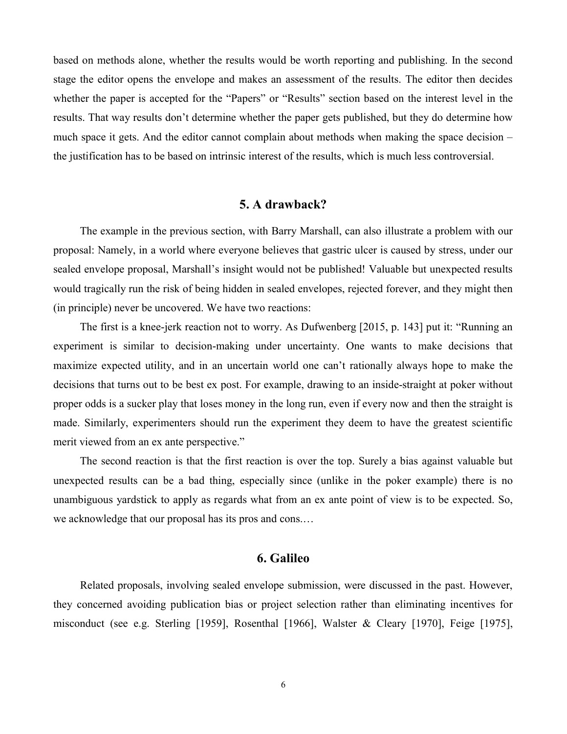based on methods alone, whether the results would be worth reporting and publishing. In the second stage the editor opens the envelope and makes an assessment of the results. The editor then decides whether the paper is accepted for the "Papers" or "Results" section based on the interest level in the results. That way results don't determine whether the paper gets published, but they do determine how much space it gets. And the editor cannot complain about methods when making the space decision – the justification has to be based on intrinsic interest of the results, which is much less controversial.

## 5. A drawback?

The example in the previous section, with Barry Marshall, can also illustrate a problem with our proposal: Namely, in a world where everyone believes that gastric ulcer is caused by stress, under our sealed envelope proposal, Marshall's insight would not be published! Valuable but unexpected results would tragically run the risk of being hidden in sealed envelopes, rejected forever, and they might then (in principle) never be uncovered. We have two reactions:

The first is a knee-jerk reaction not to worry. As Dufwenberg [2015, p. 143] put it: "Running an experiment is similar to decision-making under uncertainty. One wants to make decisions that maximize expected utility, and in an uncertain world one can't rationally always hope to make the decisions that turns out to be best ex post. For example, drawing to an inside-straight at poker without proper odds is a sucker play that loses money in the long run, even if every now and then the straight is made. Similarly, experimenters should run the experiment they deem to have the greatest scientific merit viewed from an ex ante perspective."

The second reaction is that the first reaction is over the top. Surely a bias against valuable but unexpected results can be a bad thing, especially since (unlike in the poker example) there is no unambiguous yardstick to apply as regards what from an ex ante point of view is to be expected. So, we acknowledge that our proposal has its pros and cons.…

## 6. Galileo

Related proposals, involving sealed envelope submission, were discussed in the past. However, they concerned avoiding publication bias or project selection rather than eliminating incentives for misconduct (see e.g. Sterling [1959], Rosenthal [1966], Walster & Cleary [1970], Feige [1975],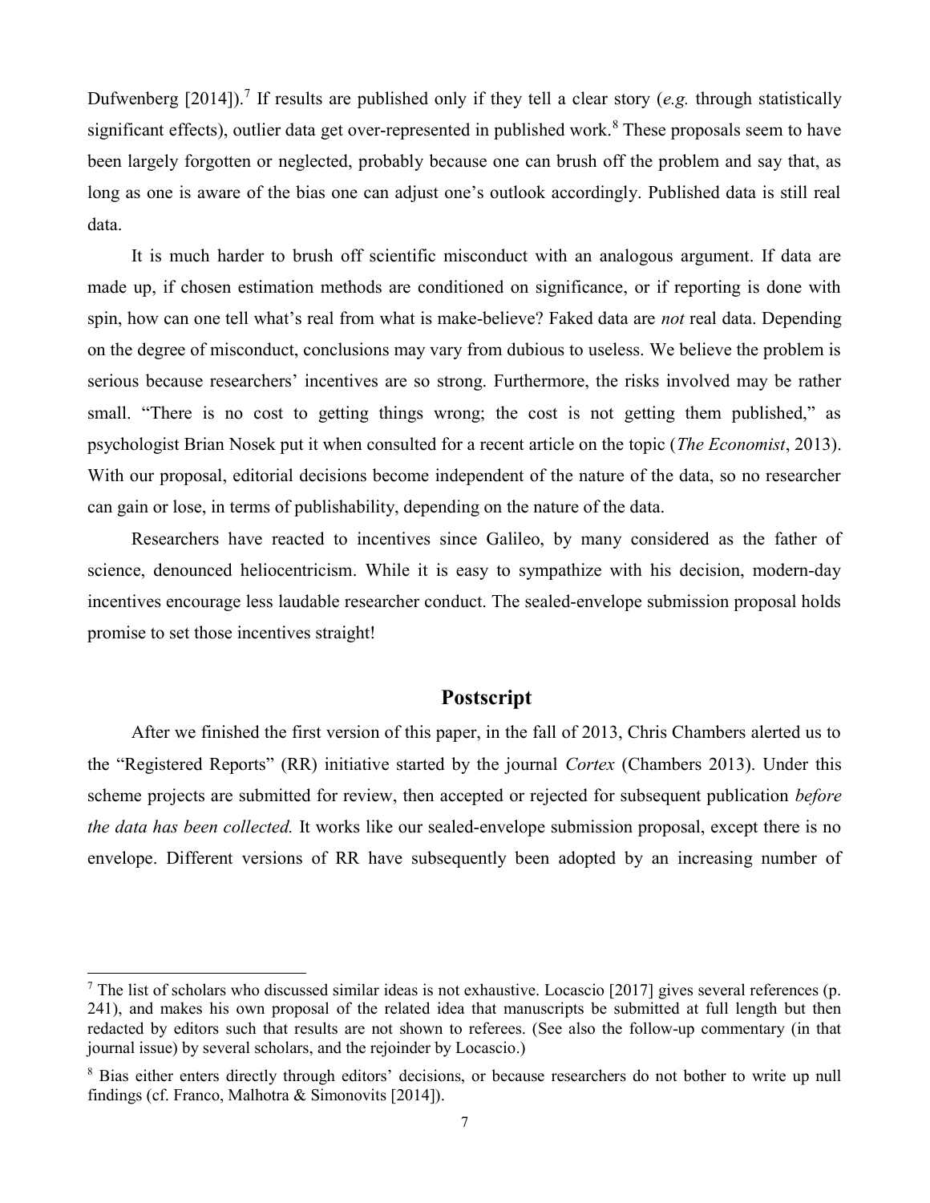Dufwenberg [2014]).[7] If results are published only if they tell a clear story (*e.g.* through statistically significant effects), outlier data get over-represented in published work.[8] These proposals seem to have been largely forgotten or neglected, probably because one can brush off the problem and say that, as long as one is aware of the bias one can adjust one's outlook accordingly. Published data is still real data.

It is much harder to brush off scientific misconduct with an analogous argument. If data are made up, if chosen estimation methods are conditioned on significance, or if reporting is done with spin, how can one tell what's real from what is make-believe? Faked data are *not* real data. Depending on the degree of misconduct, conclusions may vary from dubious to useless. We believe the problem is serious because researchers' incentives are so strong. Furthermore, the risks involved may be rather small. "There is no cost to getting things wrong; the cost is not getting them published," as psychologist Brian Nosek put it when consulted for a recent article on the topic (*The Economist*, 2013). With our proposal, editorial decisions become independent of the nature of the data, so no researcher can gain or lose, in terms of publishability, depending on the nature of the data.

Researchers have reacted to incentives since Galileo, by many considered as the father of science, denounced heliocentricism. While it is easy to sympathize with his decision, modern-day incentives encourage less laudable researcher conduct. The sealed-envelope submission proposal holds promise to set those incentives straight!

## Postscript

After we finished the first version of this paper, in the fall of 2013, Chris Chambers alerted us to the "Registered Reports" (RR) initiative started by the journal *Cortex* (Chambers 2013). Under this scheme projects are submitted for review, then accepted or rejected for subsequent publication *before the data has been collected.* It works like our sealed-envelope submission proposal, except there is no envelope. Different versions of RR have subsequently been adopted by an increasing number of

---

[7] The list of scholars who discussed similar ideas is not exhaustive. Locascio [2017] gives several references (p. 241), and makes his own proposal of the related idea that manuscripts be submitted at full length but then redacted by editors such that results are not shown to referees. (See also the follow-up commentary (in that journal issue) by several scholars, and the rejoinder by Locascio.)

[8] Bias either enters directly through editors' decisions, or because researchers do not bother to write up null findings (cf. Franco, Malhotra & Simonovits [2014]).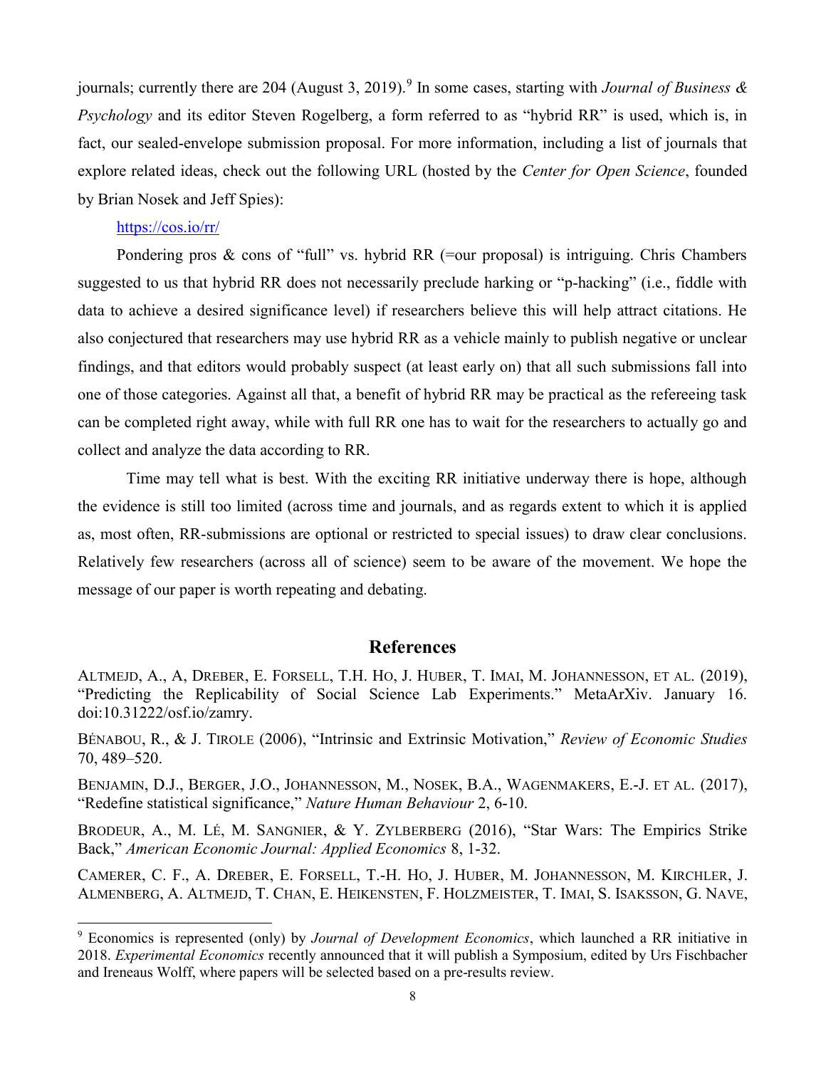journals; currently there are 204 (August 3, 2019).[9] In some cases, starting with *Journal of Business & Psychology* and its editor Steven Rogelberg, a form referred to as "hybrid RR" is used, which is, in fact, our sealed-envelope submission proposal. For more information, including a list of journals that explore related ideas, check out the following URL (hosted by the *Center for Open Science*, founded by Brian Nosek and Jeff Spies):

https://cos.io/rr/

Pondering pros & cons of "full" vs. hybrid RR (=our proposal) is intriguing. Chris Chambers suggested to us that hybrid RR does not necessarily preclude harking or "p-hacking" (i.e., fiddle with data to achieve a desired significance level) if researchers believe this will help attract citations. He also conjectured that researchers may use hybrid RR as a vehicle mainly to publish negative or unclear findings, and that editors would probably suspect (at least early on) that all such submissions fall into one of those categories. Against all that, a benefit of hybrid RR may be practical as the refereeing task can be completed right away, while with full RR one has to wait for the researchers to actually go and collect and analyze the data according to RR.

Time may tell what is best. With the exciting RR initiative underway there is hope, although the evidence is still too limited (across time and journals, and as regards extent to which it is applied as, most often, RR-submissions are optional or restricted to special issues) to draw clear conclusions. Relatively few researchers (across all of science) seem to be aware of the movement. We hope the message of our paper is worth repeating and debating.

## References

ALTMEJD, A., A, DREBER, E. FORSELL, T.H. HO, J. HUBER, T. IMAI, M. JOHANNESSON, ET AL. (2019), "Predicting the Replicability of Social Science Lab Experiments." MetaArXiv. January 16. doi:10.31222/osf.io/zamry.

BÉNABOU, R., & J. TIROLE (2006), "Intrinsic and Extrinsic Motivation," *Review of Economic Studies* 70, 489–520.

BENJAMIN, D.J., BERGER, J.O., JOHANNESSON, M., NOSEK, B.A., WAGENMAKERS, E.-J. ET AL. (2017), "Redefine statistical significance," *Nature Human Behaviour* 2, 6-10.

BRODEUR, A., M. LÉ, M. SANGNIER, & Y. ZYLBERBERG (2016), "Star Wars: The Empirics Strike Back," *American Economic Journal: Applied Economics* 8, 1-32.

CAMERER, C. F., A. DREBER, E. FORSELL, T.-H. HO, J. HUBER, M. JOHANNESSON, M. KIRCHLER, J. ALMENBERG, A. ALTMEJD, T. CHAN, E. HEIKENSTEN, F. HOLZMEISTER, T. IMAI, S. ISAKSSON, G. NAVE,

---

[9] Economics is represented (only) by *Journal of Development Economics*, which launched a RR initiative in 2018. *Experimental Economics* recently announced that it will publish a Symposium, edited by Urs Fischbacher and Ireneaus Wolff, where papers will be selected based on a pre-results review.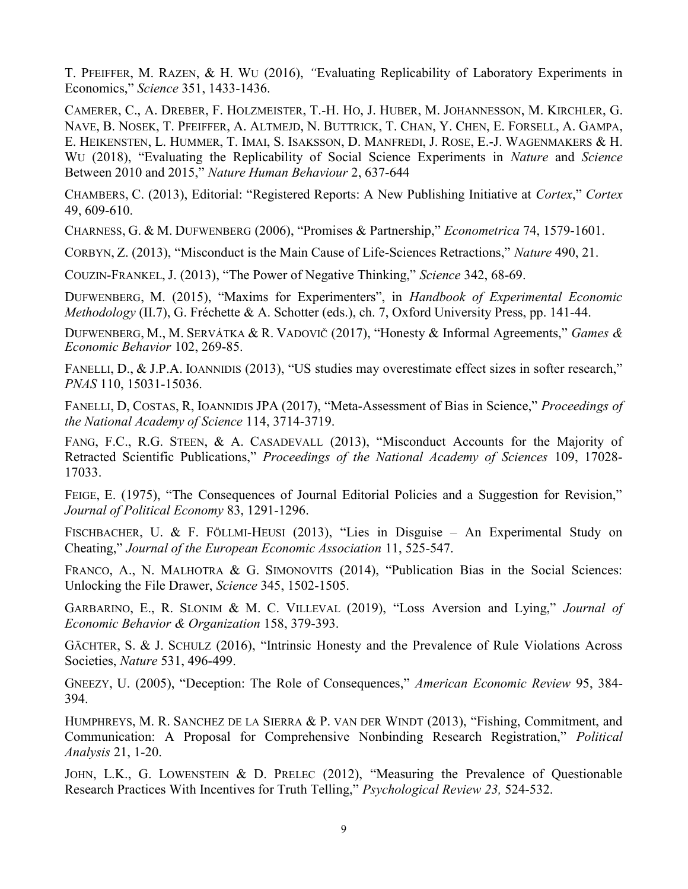T. PFEIFFER, M. RAZEN, & H. WU (2016), *"*Evaluating Replicability of Laboratory Experiments in Economics," *Science* 351, 1433-1436.

CAMERER, C., A. DREBER, F. HOLZMEISTER, T.-H. HO, J. HUBER, M. JOHANNESSON, M. KIRCHLER, G. NAVE, B. NOSEK, T. PFEIFFER, A. ALTMEJD, N. BUTTRICK, T. CHAN, Y. CHEN, E. FORSELL, A. GAMPA, E. HEIKENSTEN, L. HUMMER, T. IMAI, S. ISAKSSON, D. MANFREDI, J. ROSE, E.-J. WAGENMAKERS & H. WU (2018), "Evaluating the Replicability of Social Science Experiments in *Nature* and *Science* Between 2010 and 2015," *Nature Human Behaviour* 2, 637-644

CHAMBERS, C. (2013), Editorial: "Registered Reports: A New Publishing Initiative at *Cortex*," *Cortex* 49, 609-610.

CHARNESS, G. & M. DUFWENBERG (2006), "Promises & Partnership," *Econometrica* 74, 1579-1601.

CORBYN, Z. (2013), "Misconduct is the Main Cause of Life-Sciences Retractions," *Nature* 490, 21.

COUZIN-FRANKEL, J. (2013), "The Power of Negative Thinking," *Science* 342, 68-69.

DUFWENBERG, M. (2015), "Maxims for Experimenters", in *Handbook of Experimental Economic Methodology* (II.7), G. Fréchette & A. Schotter (eds.), ch. 7, Oxford University Press, pp. 141-44.

DUFWENBERG, M., M. SERVÁTKA & R. VADOVIČ (2017), "Honesty & Informal Agreements," *Games & Economic Behavior* 102, 269-85.

FANELLI, D., & J.P.A. IOANNIDIS (2013), "US studies may overestimate effect sizes in softer research," *PNAS* 110, 15031-15036.

FANELLI, D, COSTAS, R, IOANNIDIS JPA (2017), "Meta-Assessment of Bias in Science," *Proceedings of the National Academy of Science* 114, 3714-3719.

FANG, F.C., R.G. STEEN, & A. CASADEVALL (2013), "Misconduct Accounts for the Majority of Retracted Scientific Publications," *Proceedings of the National Academy of Sciences* 109, 17028-17033.

FEIGE, E. (1975), "The Consequences of Journal Editorial Policies and a Suggestion for Revision," *Journal of Political Economy* 83, 1291-1296.

FISCHBACHER, U. & F. FÖLLMI-HEUSI (2013), "Lies in Disguise – An Experimental Study on Cheating," *Journal of the European Economic Association* 11, 525-547.

FRANCO, A., N. MALHOTRA & G. SIMONOVITS (2014), "Publication Bias in the Social Sciences: Unlocking the File Drawer, *Science* 345, 1502-1505.

GARBARINO, E., R. SLONIM & M. C. VILLEVAL (2019), "Loss Aversion and Lying," *Journal of Economic Behavior & Organization* 158, 379-393.

GÄCHTER, S. & J. SCHULZ (2016), "Intrinsic Honesty and the Prevalence of Rule Violations Across Societies, *Nature* 531, 496-499.

GNEEZY, U. (2005), "Deception: The Role of Consequences," *American Economic Review* 95, 384-394.

HUMPHREYS, M. R. SANCHEZ DE LA SIERRA & P. VAN DER WINDT (2013), "Fishing, Commitment, and Communication: A Proposal for Comprehensive Nonbinding Research Registration," *Political Analysis* 21, 1-20.

JOHN, L.K., G. LOWENSTEIN & D. PRELEC (2012), "Measuring the Prevalence of Questionable Research Practices With Incentives for Truth Telling," *Psychological Review 23,* 524-532.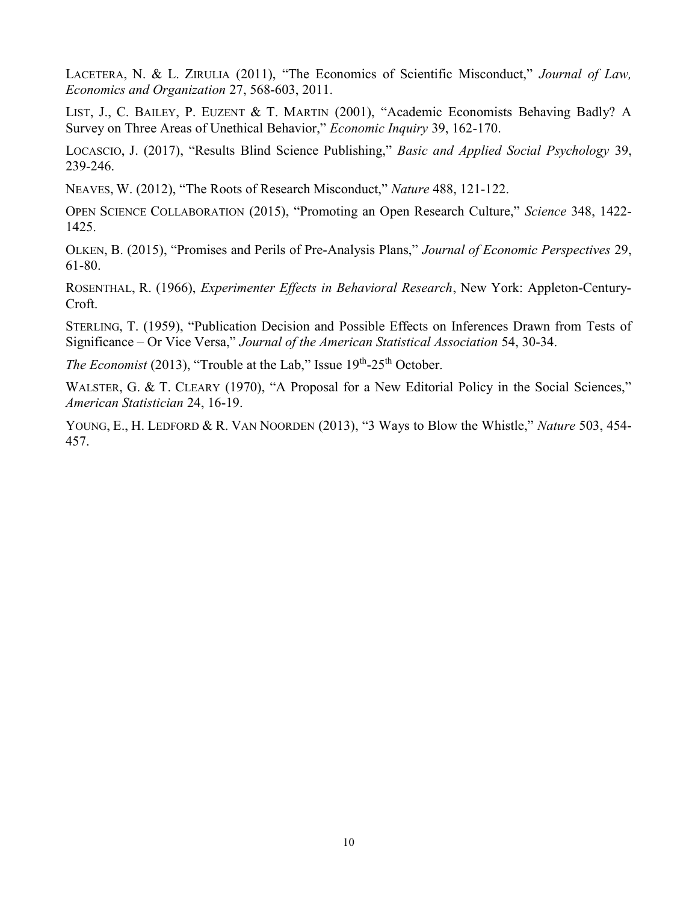LACETERA, N. & L. ZIRULIA (2011), "The Economics of Scientific Misconduct," *Journal of Law, Economics and Organization* 27, 568-603, 2011.

LIST, J., C. BAILEY, P. EUZENT & T. MARTIN (2001), "Academic Economists Behaving Badly? A Survey on Three Areas of Unethical Behavior," *Economic Inquiry* 39, 162-170.

LOCASCIO, J. (2017), "Results Blind Science Publishing," *Basic and Applied Social Psychology* 39, 239-246.

NEAVES, W. (2012), "The Roots of Research Misconduct," *Nature* 488, 121-122.

OPEN SCIENCE COLLABORATION (2015), "Promoting an Open Research Culture," *Science* 348, 1422-1425.

OLKEN, B. (2015), "Promises and Perils of Pre-Analysis Plans," *Journal of Economic Perspectives* 29, 61-80.

ROSENTHAL, R. (1966), *Experimenter Effects in Behavioral Research*, New York: Appleton-Century-Croft.

STERLING, T. (1959), "Publication Decision and Possible Effects on Inferences Drawn from Tests of Significance – Or Vice Versa," *Journal of the American Statistical Association* 54, 30-34.

*The Economist* (2013), "Trouble at the Lab," Issue 19th-25th October.

WALSTER, G. & T. CLEARY (1970), "A Proposal for a New Editorial Policy in the Social Sciences," *American Statistician* 24, 16-19.

YOUNG, E., H. LEDFORD & R. VAN NOORDEN (2013), "3 Ways to Blow the Whistle," *Nature* 503, 454-457.